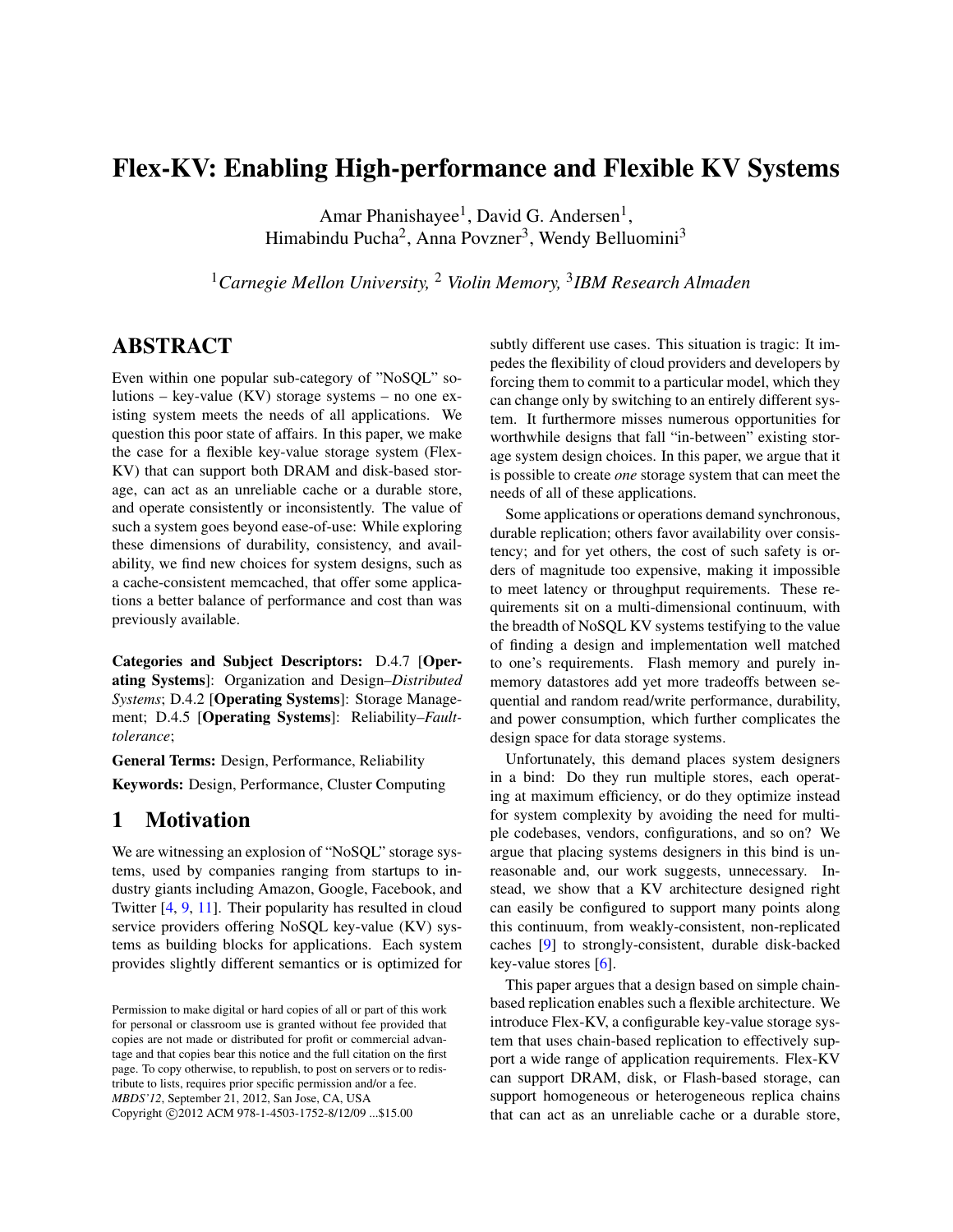# Flex-KV: Enabling High-performance and Flexible KV Systems

Amar Phanishayee[1], David G. Andersen[1],
Himabindu Pucha[2], Anna Povzner[3], Wendy Belluomini[3]

[1]*Carnegie Mellon University,* [2] *Violin Memory,* [3]*IBM Research Almaden*

## ABSTRACT

Even within one popular sub-category of "NoSQL" solutions – key-value (KV) storage systems – no one existing system meets the needs of all applications. We question this poor state of affairs. In this paper, we make the case for a flexible key-value storage system (Flex-KV) that can support both DRAM and disk-based storage, can act as an unreliable cache or a durable store, and operate consistently or inconsistently. The value of such a system goes beyond ease-of-use: While exploring these dimensions of durability, consistency, and availability, we find new choices for system designs, such as a cache-consistent memcached, that offer some applications a better balance of performance and cost than was previously available.

**Categories and Subject Descriptors:** D.4.7 [**Operating Systems**]: Organization and Design–*Distributed Systems*; D.4.2 [**Operating Systems**]: Storage Management; D.4.5 [**Operating Systems**]: Reliability–*Fault-tolerance*;

**General Terms:** Design, Performance, Reliability

**Keywords:** Design, Performance, Cluster Computing

## 1 Motivation

We are witnessing an explosion of "NoSQL" storage systems, used by companies ranging from startups to industry giants including Amazon, Google, Facebook, and Twitter [4, 9, 11]. Their popularity has resulted in cloud service providers offering NoSQL key-value (KV) systems as building blocks for applications. Each system provides slightly different semantics or is optimized for subtly different use cases. This situation is tragic: It impedes the flexibility of cloud providers and developers by forcing them to commit to a particular model, which they can change only by switching to an entirely different system. It furthermore misses numerous opportunities for worthwhile designs that fall "in-between" existing storage system design choices. In this paper, we argue that it is possible to create *one* storage system that can meet the needs of all of these applications.

Some applications or operations demand synchronous, durable replication; others favor availability over consistency; and for yet others, the cost of such safety is orders of magnitude too expensive, making it impossible to meet latency or throughput requirements. These requirements sit on a multi-dimensional continuum, with the breadth of NoSQL KV systems testifying to the value of finding a design and implementation well matched to one's requirements. Flash memory and purely in-memory datastores add yet more tradeoffs between sequential and random read/write performance, durability, and power consumption, which further complicates the design space for data storage systems.

Unfortunately, this demand places system designers in a bind: Do they run multiple stores, each operating at maximum efficiency, or do they optimize instead for system complexity by avoiding the need for multiple codebases, vendors, configurations, and so on? We argue that placing systems designers in this bind is unreasonable and, our work suggests, unnecessary. Instead, we show that a KV architecture designed right can easily be configured to support many points along this continuum, from weakly-consistent, non-replicated caches [9] to strongly-consistent, durable disk-backed key-value stores [6].

This paper argues that a design based on simple chain-based replication enables such a flexible architecture. We introduce Flex-KV, a configurable key-value storage system that uses chain-based replication to effectively support a wide range of application requirements. Flex-KV can support DRAM, disk, or Flash-based storage, can support homogeneous or heterogeneous replica chains that can act as an unreliable cache or a durable store,

Permission to make digital or hard copies of all or part of this work for personal or classroom use is granted without fee provided that copies are not made or distributed for profit or commercial advantage and that copies bear this notice and the full citation on the first page. To copy otherwise, to republish, to post on servers or to redistribute to lists, requires prior specific permission and/or a fee.
*MBDS'12*, September 21, 2012, San Jose, CA, USA
Copyright ©2012 ACM 978-1-4503-1752-8/12/09 ...$15.00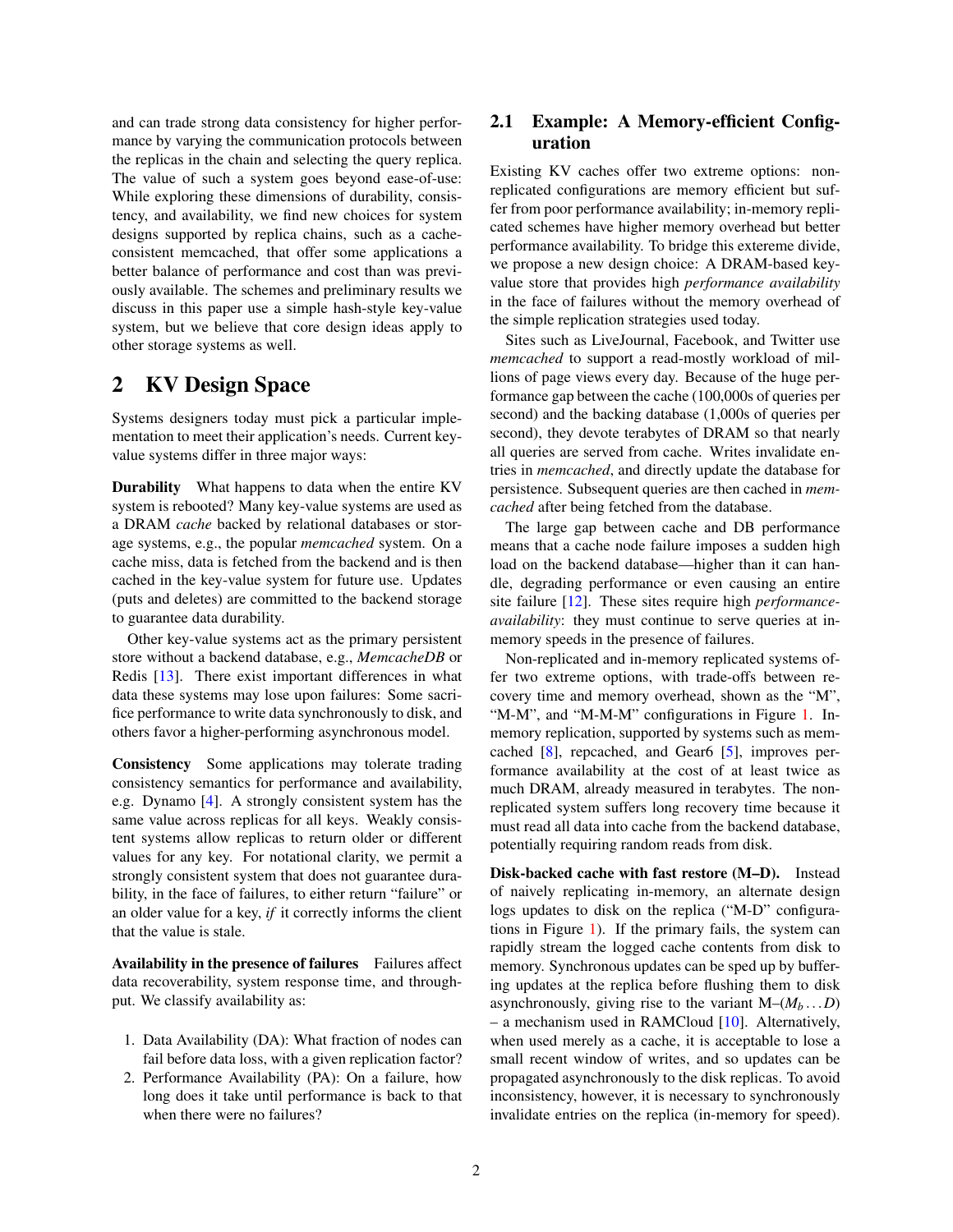and can trade strong data consistency for higher performance by varying the communication protocols between the replicas in the chain and selecting the query replica. The value of such a system goes beyond ease-of-use: While exploring these dimensions of durability, consistency, and availability, we find new choices for system designs supported by replica chains, such as a cache-consistent memcached, that offer some applications a better balance of performance and cost than was previously available. The schemes and preliminary results we discuss in this paper use a simple hash-style key-value system, but we believe that core design ideas apply to other storage systems as well.

# 2 KV Design Space

Systems designers today must pick a particular implementation to meet their application's needs. Current key-value systems differ in three major ways:

**Durability** What happens to data when the entire KV system is rebooted? Many key-value systems are used as a DRAM *cache* backed by relational databases or storage systems, e.g., the popular *memcached* system. On a cache miss, data is fetched from the backend and is then cached in the key-value system for future use. Updates (puts and deletes) are committed to the backend storage to guarantee data durability.

Other key-value systems act as the primary persistent store without a backend database, e.g., *MemcacheDB* or Redis [13]. There exist important differences in what data these systems may lose upon failures: Some sacrifice performance to write data synchronously to disk, and others favor a higher-performing asynchronous model.

**Consistency** Some applications may tolerate trading consistency semantics for performance and availability, e.g. Dynamo [4]. A strongly consistent system has the same value across replicas for all keys. Weakly consistent systems allow replicas to return older or different values for any key. For notational clarity, we permit a strongly consistent system that does not guarantee durability, in the face of failures, to either return "failure" or an older value for a key, *if* it correctly informs the client that the value is stale.

**Availability in the presence of failures** Failures affect data recoverability, system response time, and throughput. We classify availability as:

1. Data Availability (DA): What fraction of nodes can fail before data loss, with a given replication factor?
2. Performance Availability (PA): On a failure, how long does it take until performance is back to that when there were no failures?

## 2.1 Example: A Memory-efficient Configuration

Existing KV caches offer two extreme options: non-replicated configurations are memory efficient but suffer from poor performance availability; in-memory replicated schemes have higher memory overhead but better performance availability. To bridge this extereme divide, we propose a new design choice: A DRAM-based key-value store that provides high *performance availability* in the face of failures without the memory overhead of the simple replication strategies used today.

Sites such as LiveJournal, Facebook, and Twitter use *memcached* to support a read-mostly workload of millions of page views every day. Because of the huge performance gap between the cache (100,000s of queries per second) and the backing database (1,000s of queries per second), they devote terabytes of DRAM so that nearly all queries are served from cache. Writes invalidate entries in *memcached*, and directly update the database for persistence. Subsequent queries are then cached in *memcached* after being fetched from the database.

The large gap between cache and DB performance means that a cache node failure imposes a sudden high load on the backend database—higher than it can handle, degrading performance or even causing an entire site failure [12]. These sites require high *performance-availability*: they must continue to serve queries at in-memory speeds in the presence of failures.

Non-replicated and in-memory replicated systems offer two extreme options, with trade-offs between recovery time and memory overhead, shown as the "M", "M-M", and "M-M-M" configurations in Figure 1. In-memory replication, supported by systems such as memcached [8], repcached, and Gear6 [5], improves performance availability at the cost of at least twice as much DRAM, already measured in terabytes. The non-replicated system suffers long recovery time because it must read all data into cache from the backend database, potentially requiring random reads from disk.

**Disk-backed cache with fast restore (M–D).** Instead of naively replicating in-memory, an alternate design logs updates to disk on the replica ("M-D" configurations in Figure 1). If the primary fails, the system can rapidly stream the logged cache contents from disk to memory. Synchronous updates can be sped up by buffering updates at the replica before flushing them to disk asynchronously, giving rise to the variant M–($M_b \ldots D$) – a mechanism used in RAMCloud [10]. Alternatively, when used merely as a cache, it is acceptable to lose a small recent window of writes, and so updates can be propagated asynchronously to the disk replicas. To avoid inconsistency, however, it is necessary to synchronously invalidate entries on the replica (in-memory for speed).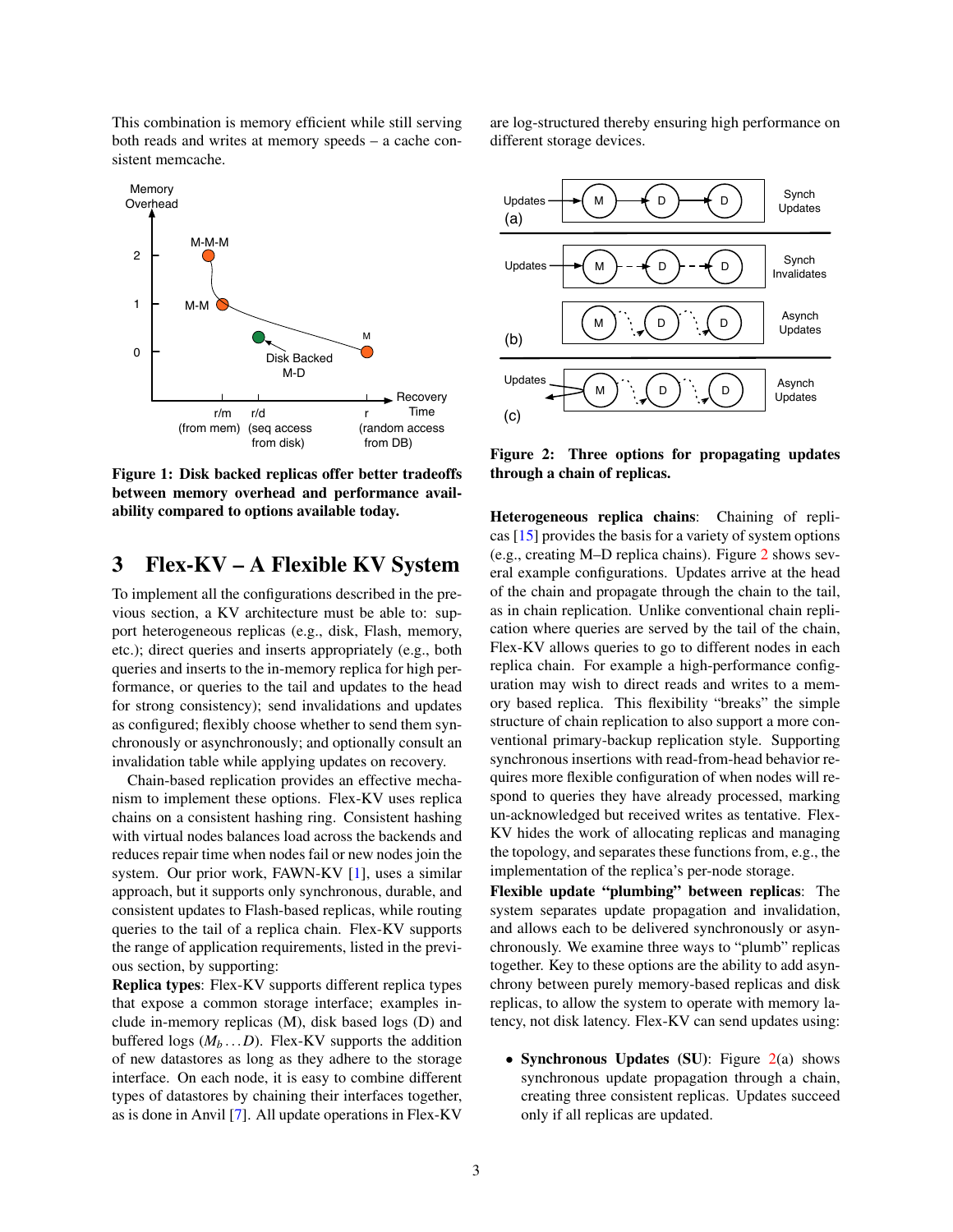This combination is memory efficient while still serving both reads and writes at memory speeds – a cache consistent memcache.

Figure 1: Disk backed replicas offer better tradeoffs between memory overhead and performance availability compared to options available today.

# 3 Flex-KV – A Flexible KV System

To implement all the configurations described in the previous section, a KV architecture must be able to: support heterogeneous replicas (e.g., disk, Flash, memory, etc.); direct queries and inserts appropriately (e.g., both queries and inserts to the in-memory replica for high performance, or queries to the tail and updates to the head for strong consistency); send invalidations and updates as configured; flexibly choose whether to send them synchronously or asynchronously; and optionally consult an invalidation table while applying updates on recovery.

Chain-based replication provides an effective mechanism to implement these options. Flex-KV uses replica chains on a consistent hashing ring. Consistent hashing with virtual nodes balances load across the backends and reduces repair time when nodes fail or new nodes join the system. Our prior work, FAWN-KV [1], uses a similar approach, but it supports only synchronous, durable, and consistent updates to Flash-based replicas, while routing queries to the tail of a replica chain. Flex-KV supports the range of application requirements, listed in the previous section, by supporting:

**Replica types**: Flex-KV supports different replica types that expose a common storage interface; examples include in-memory replicas (M), disk based logs (D) and buffered logs ($M_b \ldots D$). Flex-KV supports the addition of new datastores as long as they adhere to the storage interface. On each node, it is easy to combine different types of datastores by chaining their interfaces together, as is done in Anvil [7]. All update operations in Flex-KV are log-structured thereby ensuring high performance on different storage devices.

Figure 2: Three options for propagating updates through a chain of replicas.

**Heterogeneous replica chains**: Chaining of replicas [15] provides the basis for a variety of system options (e.g., creating M–D replica chains). Figure 2 shows several example configurations. Updates arrive at the head of the chain and propagate through the chain to the tail, as in chain replication. Unlike conventional chain replication where queries are served by the tail of the chain, Flex-KV allows queries to go to different nodes in each replica chain. For example a high-performance configuration may wish to direct reads and writes to a memory based replica. This flexibility "breaks" the simple structure of chain replication to also support a more conventional primary-backup replication style. Supporting synchronous insertions with read-from-head behavior requires more flexible configuration of when nodes will respond to queries they have already processed, marking un-acknowledged but received writes as tentative. Flex-KV hides the work of allocating replicas and managing the topology, and separates these functions from, e.g., the implementation of the replica's per-node storage.

**Flexible update "plumbing" between replicas**: The system separates update propagation and invalidation, and allows each to be delivered synchronously or asynchronously. We examine three ways to "plumb" replicas together. Key to these options are the ability to add asynchrony between purely memory-based replicas and disk replicas, to allow the system to operate with memory latency, not disk latency. Flex-KV can send updates using:

- **Synchronous Updates (SU)**: Figure 2(a) shows synchronous update propagation through a chain, creating three consistent replicas. Updates succeed only if all replicas are updated.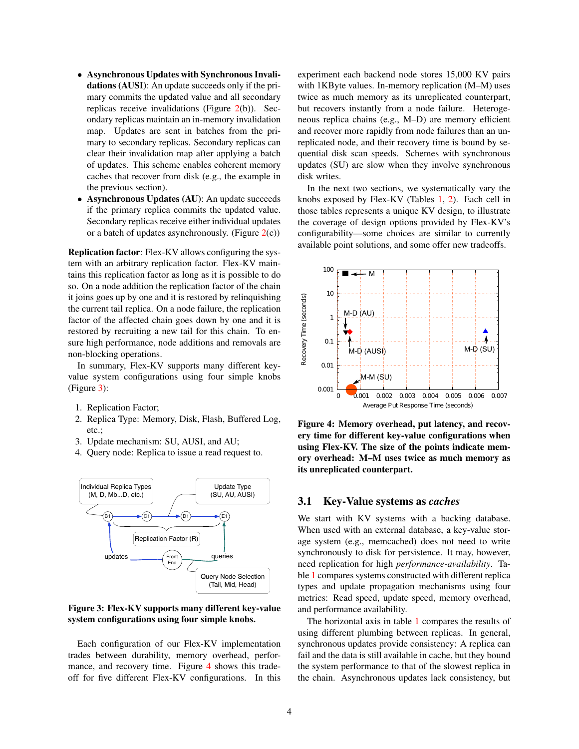- **Asynchronous Updates with Synchronous Invalidations (AUSI)**: An update succeeds only if the primary commits the updated value and all secondary replicas receive invalidations (Figure 2(b)). Secondary replicas maintain an in-memory invalidation map. Updates are sent in batches from the primary to secondary replicas. Secondary replicas can clear their invalidation map after applying a batch of updates. This scheme enables coherent memory caches that recover from disk (e.g., the example in the previous section).
- **Asynchronous Updates (AU)**: An update succeeds if the primary replica commits the updated value. Secondary replicas receive either individual updates or a batch of updates asynchronously. (Figure 2(c))

**Replication factor**: Flex-KV allows configuring the system with an arbitrary replication factor. Flex-KV maintains this replication factor as long as it is possible to do so. On a node addition the replication factor of the chain it joins goes up by one and it is restored by relinquishing the current tail replica. On a node failure, the replication factor of the affected chain goes down by one and it is restored by recruiting a new tail for this chain. To ensure high performance, node additions and removals are non-blocking operations.

In summary, Flex-KV supports many different key-value system configurations using four simple knobs (Figure 3):

1. Replication Factor;
2. Replica Type: Memory, Disk, Flash, Buffered Log, etc.;
3. Update mechanism: SU, AUSI, and AU;
4. Query node: Replica to issue a read request to.

**Figure 3: Flex-KV supports many different key-value system configurations using four simple knobs.**

Each configuration of our Flex-KV implementation trades between durability, memory overhead, performance, and recovery time. Figure 4 shows this tradeoff for five different Flex-KV configurations. In this experiment each backend node stores 15,000 KV pairs with 1KByte values. In-memory replication (M–M) uses twice as much memory as its unreplicated counterpart, but recovers instantly from a node failure. Heterogeneous replica chains (e.g., M–D) are memory efficient and recover more rapidly from node failures than an unreplicated node, and their recovery time is bound by sequential disk scan speeds. Schemes with synchronous updates (SU) are slow when they involve synchronous disk writes.

In the next two sections, we systematically vary the knobs exposed by Flex-KV (Tables 1, 2). Each cell in those tables represents a unique KV design, to illustrate the coverage of design options provided by Flex-KV's configurability—some choices are similar to currently available point solutions, and some offer new tradeoffs.

**Figure 4: Memory overhead, put latency, and recovery time for different key-value configurations when using Flex-KV. The size of the points indicate memory overhead: M–M uses twice as much memory as its unreplicated counterpart.**

## 3.1 Key-Value systems as *caches*

We start with KV systems with a backing database. When used with an external database, a key-value storage system (e.g., memcached) does not need to write synchronously to disk for persistence. It may, however, need replication for high *performance-availability*. Table 1 compares systems constructed with different replica types and update propagation mechanisms using four metrics: Read speed, update speed, memory overhead, and performance availability.

The horizontal axis in table 1 compares the results of using different plumbing between replicas. In general, synchronous updates provide consistency: A replica can fail and the data is still available in cache, but they bound the system performance to that of the slowest replica in the chain. Asynchronous updates lack consistency, but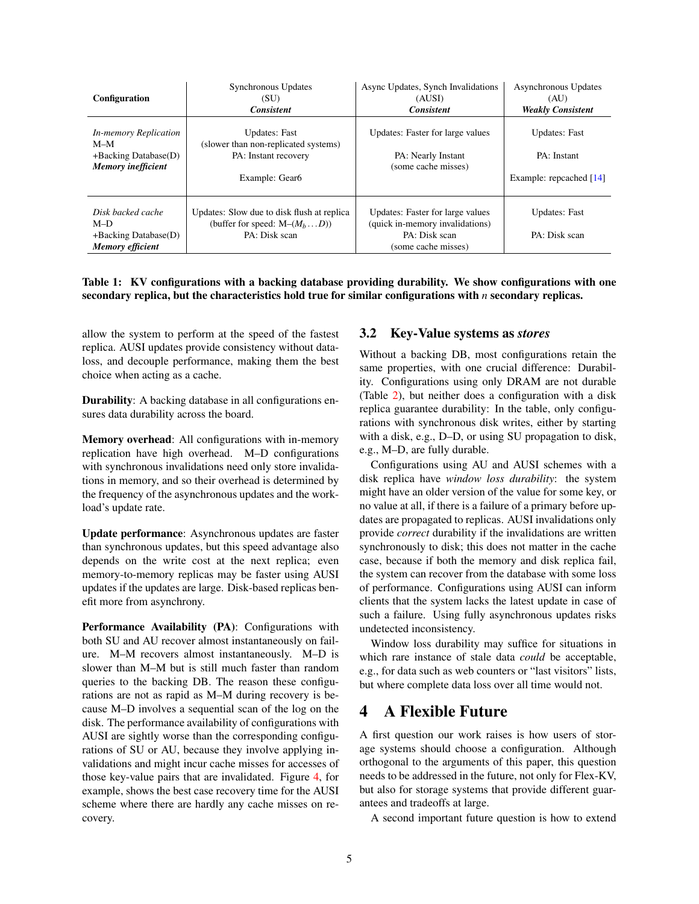| **Configuration** | Synchronous Updates (SU) ***Consistent*** | Async Updates, Synch Invalidations (AUSI) ***Consistent*** | Asynchronous Updates (AU) ***Weakly Consistent*** |
|---|---|---|---|
| *In-memory Replication* M–M +Backing Database(D) ***Memory inefficient*** | Updates: Fast (slower than non-replicated systems) PA: Instant recovery Example: Gear6 | Updates: Faster for large values PA: Nearly Instant (some cache misses) | Updates: Fast PA: Instant Example: repcached [14] |
| *Disk backed cache* M–D +Backing Database(D) ***Memory efficient*** | Updates: Slow due to disk flush at replica (buffer for speed: M–($M_b \ldots D$)) PA: Disk scan | Updates: Faster for large values (quick in-memory invalidations) PA: Disk scan (some cache misses) | Updates: Fast PA: Disk scan |

**Table 1: KV configurations with a backing database providing durability. We show configurations with one secondary replica, but the characteristics hold true for similar configurations with $n$ secondary replicas.**

allow the system to perform at the speed of the fastest replica. AUSI updates provide consistency without data-loss, and decouple performance, making them the best choice when acting as a cache.

**Durability**: A backing database in all configurations ensures data durability across the board.

**Memory overhead**: All configurations with in-memory replication have high overhead. M–D configurations with synchronous invalidations need only store invalidations in memory, and so their overhead is determined by the frequency of the asynchronous updates and the workload's update rate.

**Update performance**: Asynchronous updates are faster than synchronous updates, but this speed advantage also depends on the write cost at the next replica; even memory-to-memory replicas may be faster using AUSI updates if the updates are large. Disk-based replicas benefit more from asynchrony.

**Performance Availability (PA)**: Configurations with both SU and AU recover almost instantaneously on failure. M–M recovers almost instantaneously. M–D is slower than M–M but is still much faster than random queries to the backing DB. The reason these configurations are not as rapid as M–M during recovery is because M–D involves a sequential scan of the log on the disk. The performance availability of configurations with AUSI are sightly worse than the corresponding configurations of SU or AU, because they involve applying invalidations and might incur cache misses for accesses of those key-value pairs that are invalidated. Figure 4, for example, shows the best case recovery time for the AUSI scheme where there are hardly any cache misses on recovery.

## 3.2 Key-Value systems as *stores*

Without a backing DB, most configurations retain the same properties, with one crucial difference: Durability. Configurations using only DRAM are not durable (Table 2), but neither does a configuration with a disk replica guarantee durability: In the table, only configurations with synchronous disk writes, either by starting with a disk, e.g., D–D, or using SU propagation to disk, e.g., M–D, are fully durable.

Configurations using AU and AUSI schemes with a disk replica have *window loss durability*: the system might have an older version of the value for some key, or no value at all, if there is a failure of a primary before updates are propagated to replicas. AUSI invalidations only provide *correct* durability if the invalidations are written synchronously to disk; this does not matter in the cache case, because if both the memory and disk replica fail, the system can recover from the database with some loss of performance. Configurations using AUSI can inform clients that the system lacks the latest update in case of such a failure. Using fully asynchronous updates risks undetected inconsistency.

Window loss durability may suffice for situations in which rare instance of stale data *could* be acceptable, e.g., for data such as web counters or "last visitors" lists, but where complete data loss over all time would not.

# 4 A Flexible Future

A first question our work raises is how users of storage systems should choose a configuration. Although orthogonal to the arguments of this paper, this question needs to be addressed in the future, not only for Flex-KV, but also for storage systems that provide different guarantees and tradeoffs at large.

A second important future question is how to extend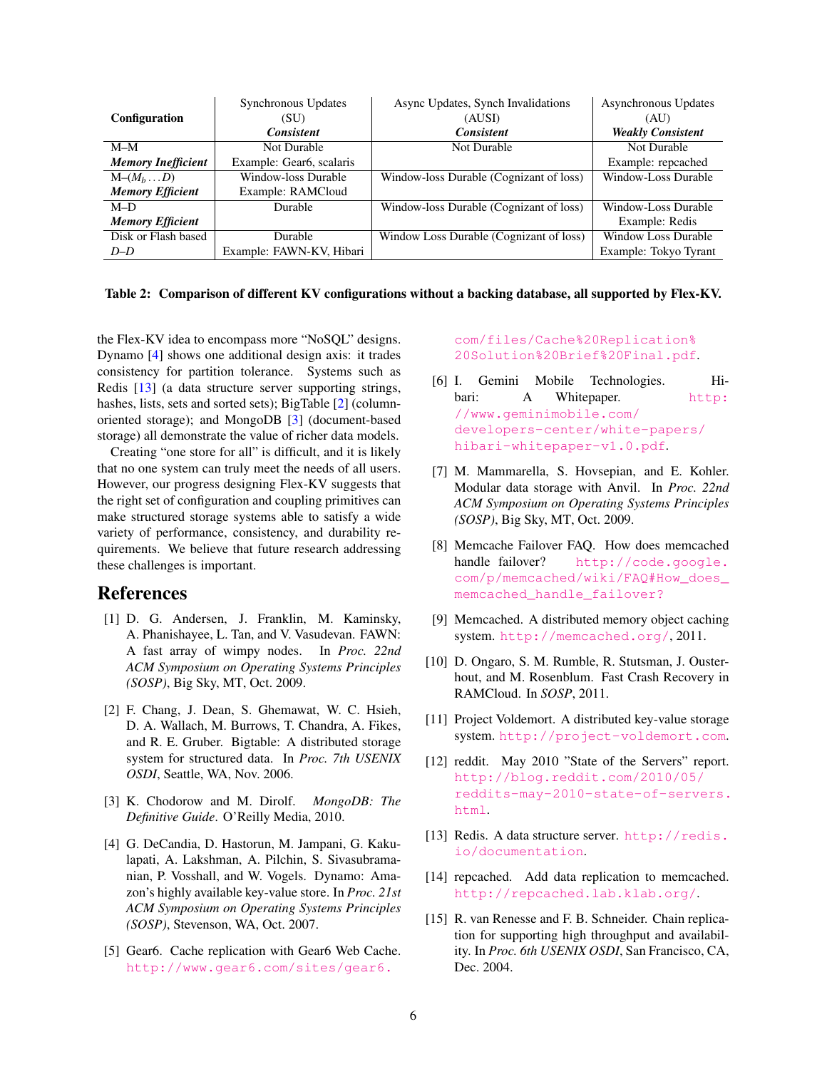| Configuration | Synchronous Updates (SU) ***Consistent*** | Async Updates, Synch Invalidations (AUSI) ***Consistent*** | Asynchronous Updates (AU) ***Weakly Consistent*** |
|---|---|---|---|
| M–M ***Memory Inefficient*** | Not Durable Example: Gear6, scalaris | Not Durable | Not Durable Example: repcached |
| M–($M_b \ldots D$) ***Memory Efficient*** | Window-loss Durable Example: RAMCloud | Window-loss Durable (Cognizant of loss) | Window-Loss Durable |
| M–D ***Memory Efficient*** | Durable | Window-loss Durable (Cognizant of loss) | Window-Loss Durable Example: Redis |
| Disk or Flash based *D–D* | Durable Example: FAWN-KV, Hibari | Window Loss Durable (Cognizant of loss) | Window Loss Durable Example: Tokyo Tyrant |

**Table 2: Comparison of different KV configurations without a backing database, all supported by Flex-KV.**

the Flex-KV idea to encompass more "NoSQL" designs. Dynamo [4] shows one additional design axis: it trades consistency for partition tolerance. Systems such as Redis [13] (a data structure server supporting strings, hashes, lists, sets and sorted sets); BigTable [2] (column-oriented storage); and MongoDB [3] (document-based storage) all demonstrate the value of richer data models.

Creating "one store for all" is difficult, and it is likely that no one system can truly meet the needs of all users. However, our progress designing Flex-KV suggests that the right set of configuration and coupling primitives can make structured storage systems able to satisfy a wide variety of performance, consistency, and durability requirements. We believe that future research addressing these challenges is important.

# References

[1] D. G. Andersen, J. Franklin, M. Kaminsky, A. Phanishayee, L. Tan, and V. Vasudevan. FAWN: A fast array of wimpy nodes. In *Proc. 22nd ACM Symposium on Operating Systems Principles (SOSP)*, Big Sky, MT, Oct. 2009.

[2] F. Chang, J. Dean, S. Ghemawat, W. C. Hsieh, D. A. Wallach, M. Burrows, T. Chandra, A. Fikes, and R. E. Gruber. Bigtable: A distributed storage system for structured data. In *Proc. 7th USENIX OSDI*, Seattle, WA, Nov. 2006.

[3] K. Chodorow and M. Dirolf. *MongoDB: The Definitive Guide*. O'Reilly Media, 2010.

[4] G. DeCandia, D. Hastorun, M. Jampani, G. Kakulapati, A. Lakshman, A. Pilchin, S. Sivasubramanian, P. Vosshall, and W. Vogels. Dynamo: Amazon's highly available key-value store. In *Proc. 21st ACM Symposium on Operating Systems Principles (SOSP)*, Stevenson, WA, Oct. 2007.

[5] Gear6. Cache replication with Gear6 Web Cache. http://www.gear6.com/sites/gear6.com/files/Cache%20Replication%20Solution%20Brief%20Final.pdf.

[6] I. Gemini Mobile Technologies. Hibari: A Whitepaper. http://www.geminimobile.com/developers-center/white-papers/hibari-whitepaper-v1.0.pdf.

[7] M. Mammarella, S. Hovsepian, and E. Kohler. Modular data storage with Anvil. In *Proc. 22nd ACM Symposium on Operating Systems Principles (SOSP)*, Big Sky, MT, Oct. 2009.

[8] Memcache Failover FAQ. How does memcached handle failover? http://code.google.com/p/memcached/wiki/FAQ#How_does_memcached_handle_failover?

[9] Memcached. A distributed memory object caching system. http://memcached.org/, 2011.

[10] D. Ongaro, S. M. Rumble, R. Stutsman, J. Ousterhout, and M. Rosenblum. Fast Crash Recovery in RAMCloud. In *SOSP*, 2011.

[11] Project Voldemort. A distributed key-value storage system. http://project-voldemort.com.

[12] reddit. May 2010 "State of the Servers" report. http://blog.reddit.com/2010/05/reddits-may-2010-state-of-servers.html.

[13] Redis. A data structure server. http://redis.io/documentation.

[14] repcached. Add data replication to memcached. http://repcached.lab.klab.org/.

[15] R. van Renesse and F. B. Schneider. Chain replication for supporting high throughput and availability. In *Proc. 6th USENIX OSDI*, San Francisco, CA, Dec. 2004.